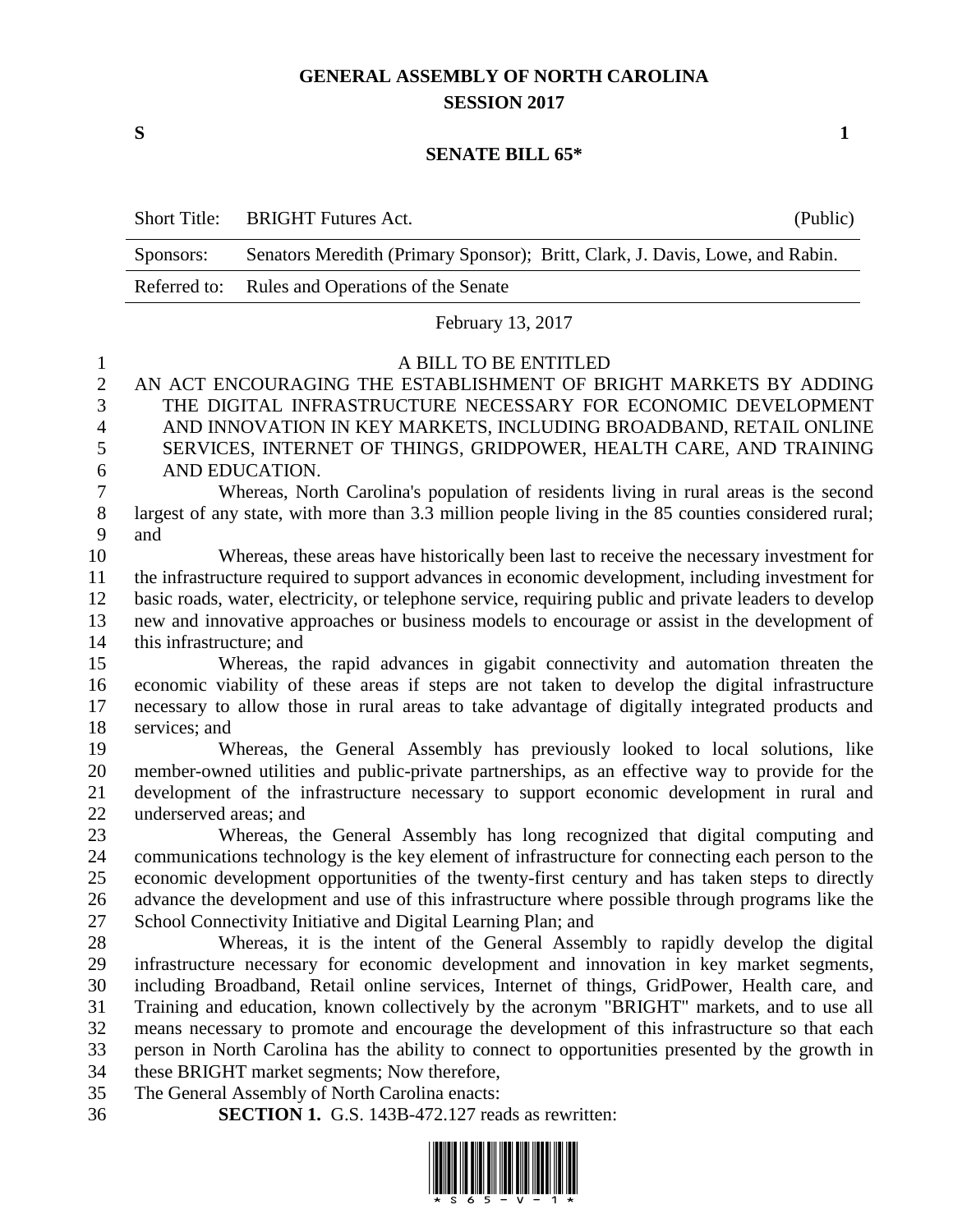# GENERAL ASSEMBLY OF NORTH CAROLINA
## SESSION 2017

**S** **1**

## SENATE BILL 65*

| Short Title: | BRIGHT Futures Act. | (Public) |
|---|---|---|
| Sponsors: | Senators Meredith (Primary Sponsor); Britt, Clark, J. Davis, Lowe, and Rabin. | |
| Referred to: | Rules and Operations of the Senate | |

February 13, 2017

A BILL TO BE ENTITLED

AN ACT ENCOURAGING THE ESTABLISHMENT OF BRIGHT MARKETS BY ADDING THE DIGITAL INFRASTRUCTURE NECESSARY FOR ECONOMIC DEVELOPMENT AND INNOVATION IN KEY MARKETS, INCLUDING BROADBAND, RETAIL ONLINE SERVICES, INTERNET OF THINGS, GRIDPOWER, HEALTH CARE, AND TRAINING AND EDUCATION.

Whereas, North Carolina's population of residents living in rural areas is the second largest of any state, with more than 3.3 million people living in the 85 counties considered rural; and

Whereas, these areas have historically been last to receive the necessary investment for the infrastructure required to support advances in economic development, including investment for basic roads, water, electricity, or telephone service, requiring public and private leaders to develop new and innovative approaches or business models to encourage or assist in the development of this infrastructure; and

Whereas, the rapid advances in gigabit connectivity and automation threaten the economic viability of these areas if steps are not taken to develop the digital infrastructure necessary to allow those in rural areas to take advantage of digitally integrated products and services; and

Whereas, the General Assembly has previously looked to local solutions, like member-owned utilities and public-private partnerships, as an effective way to provide for the development of the infrastructure necessary to support economic development in rural and underserved areas; and

Whereas, the General Assembly has long recognized that digital computing and communications technology is the key element of infrastructure for connecting each person to the economic development opportunities of the twenty-first century and has taken steps to directly advance the development and use of this infrastructure where possible through programs like the School Connectivity Initiative and Digital Learning Plan; and

Whereas, it is the intent of the General Assembly to rapidly develop the digital infrastructure necessary for economic development and innovation in key market segments, including Broadband, Retail online services, Internet of things, GridPower, Health care, and Training and education, known collectively by the acronym "BRIGHT" markets, and to use all means necessary to promote and encourage the development of this infrastructure so that each person in North Carolina has the ability to connect to opportunities presented by the growth in these BRIGHT market segments; Now therefore,

The General Assembly of North Carolina enacts:

**SECTION 1.** G.S. 143B-472.127 reads as rewritten: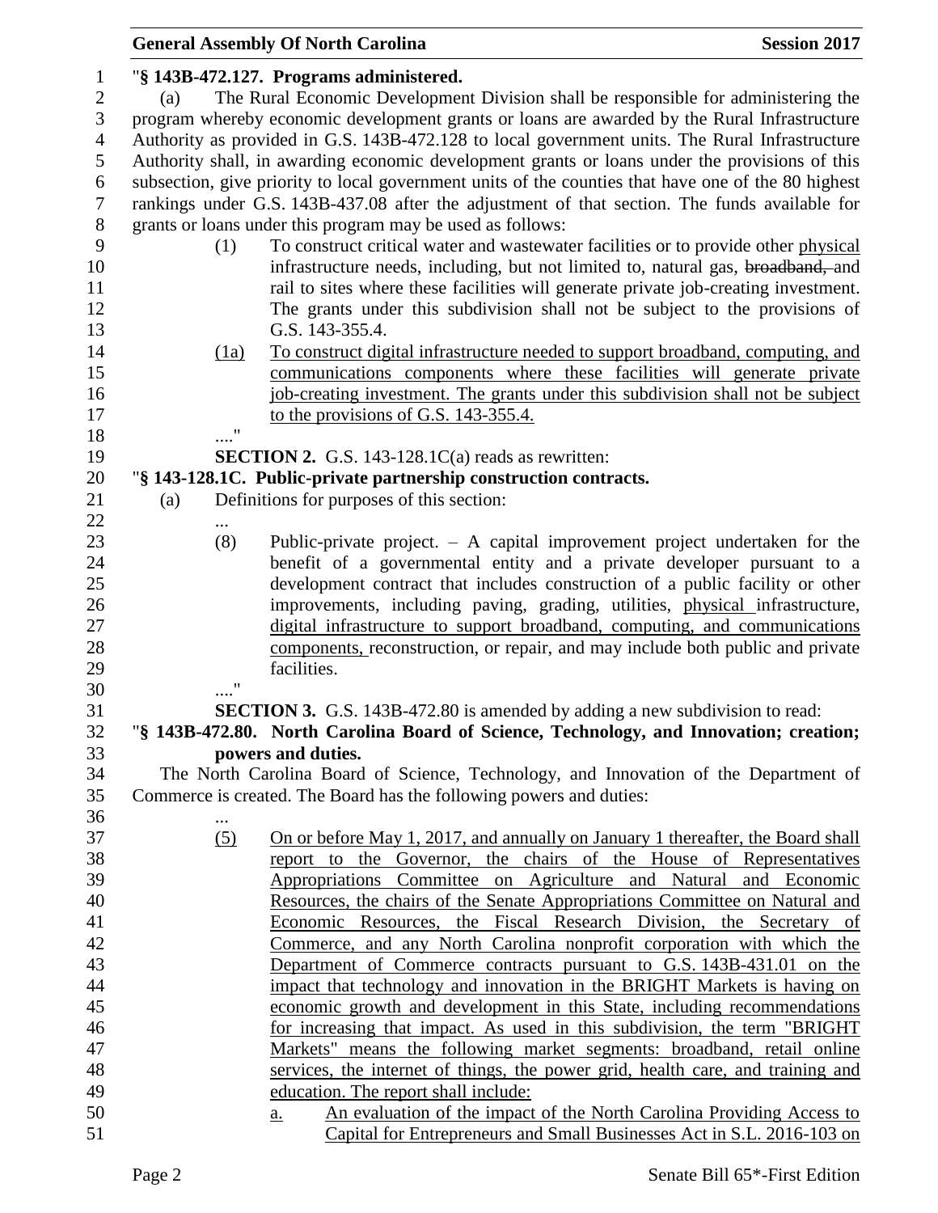"**§ 143B-472.127. Programs administered.**

(a) The Rural Economic Development Division shall be responsible for administering the program whereby economic development grants or loans are awarded by the Rural Infrastructure Authority as provided in G.S. 143B-472.128 to local government units. The Rural Infrastructure Authority shall, in awarding economic development grants or loans under the provisions of this subsection, give priority to local government units of the counties that have one of the 80 highest rankings under G.S. 143B-437.08 after the adjustment of that section. The funds available for grants or loans under this program may be used as follows:

(1) To construct critical water and wastewater facilities or to provide other physical infrastructure needs, including, but not limited to, natural gas, ~~broadband,~~ and rail to sites where these facilities will generate private job-creating investment. The grants under this subdivision shall not be subject to the provisions of G.S. 143-355.4.

(1a) To construct digital infrastructure needed to support broadband, computing, and communications components where these facilities will generate private job-creating investment. The grants under this subdivision shall not be subject to the provisions of G.S. 143-355.4.

…."

**SECTION 2.** G.S. 143-128.1C(a) reads as rewritten:

"**§ 143-128.1C. Public-private partnership construction contracts.**

(a) Definitions for purposes of this section:

…

(8) Public-private project. – A capital improvement project undertaken for the benefit of a governmental entity and a private developer pursuant to a development contract that includes construction of a public facility or other improvements, including paving, grading, utilities, physical infrastructure, digital infrastructure to support broadband, computing, and communications components, reconstruction, or repair, and may include both public and private facilities.

…."

**SECTION 3.** G.S. 143B-472.80 is amended by adding a new subdivision to read:

"**§ 143B-472.80. North Carolina Board of Science, Technology, and Innovation; creation; powers and duties.**

The North Carolina Board of Science, Technology, and Innovation of the Department of Commerce is created. The Board has the following powers and duties:

…

(5) On or before May 1, 2017, and annually on January 1 thereafter, the Board shall report to the Governor, the chairs of the House of Representatives Appropriations Committee on Agriculture and Natural and Economic Resources, the chairs of the Senate Appropriations Committee on Natural and Economic Resources, the Fiscal Research Division, the Secretary of Commerce, and any North Carolina nonprofit corporation with which the Department of Commerce contracts pursuant to G.S. 143B-431.01 on the impact that technology and innovation in the BRIGHT Markets is having on economic growth and development in this State, including recommendations for increasing that impact. As used in this subdivision, the term "BRIGHT Markets" means the following market segments: broadband, retail online services, the internet of things, the power grid, health care, and training and education. The report shall include:

a. An evaluation of the impact of the North Carolina Providing Access to Capital for Entrepreneurs and Small Businesses Act in S.L. 2016-103 on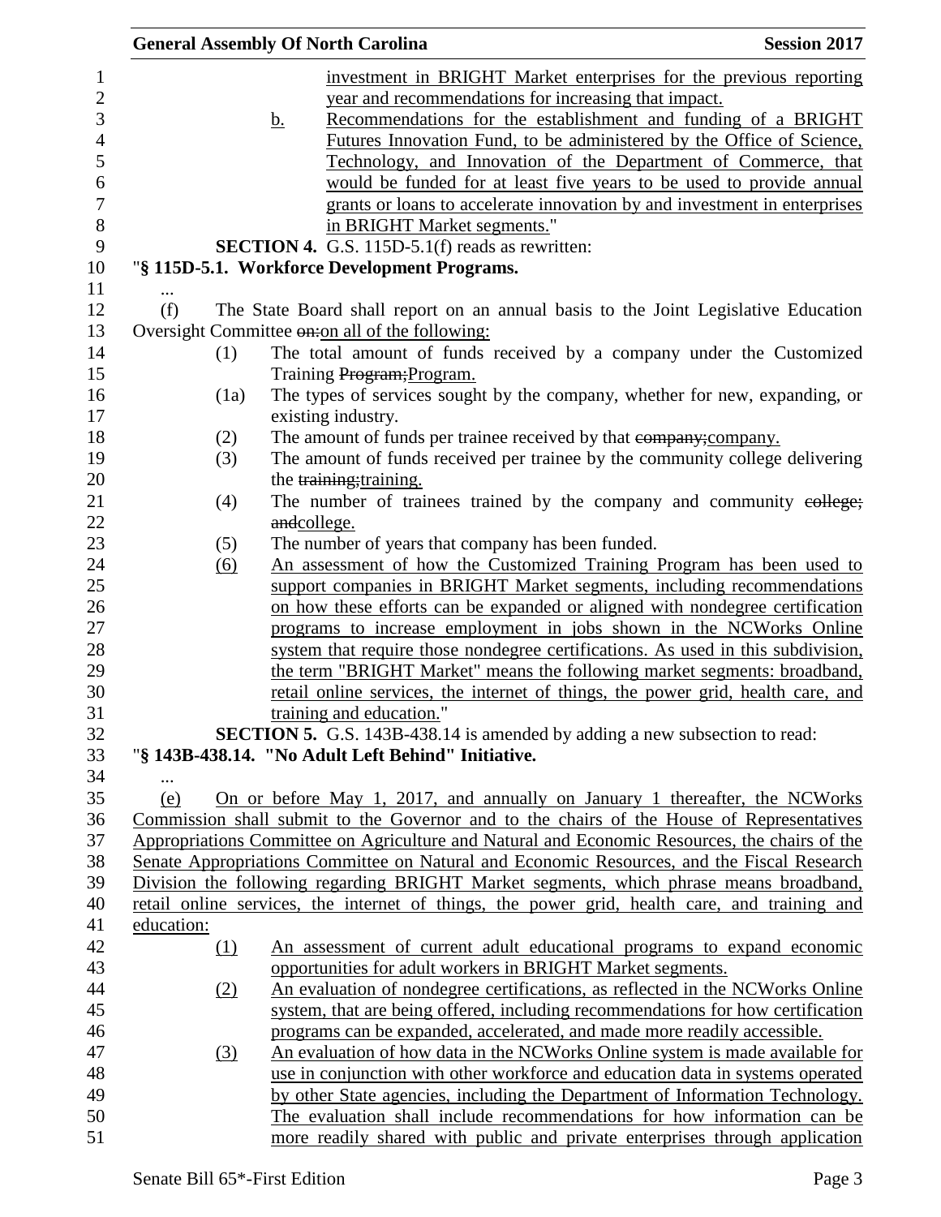investment in BRIGHT Market enterprises for the previous reporting year and recommendations for increasing that impact.

b. Recommendations for the establishment and funding of a BRIGHT Futures Innovation Fund, to be administered by the Office of Science, Technology, and Innovation of the Department of Commerce, that would be funded for at least five years to be used to provide annual grants or loans to accelerate innovation by and investment in enterprises in BRIGHT Market segments."

**SECTION 4.** G.S. 115D-5.1(f) reads as rewritten:

"**§ 115D-5.1. Workforce Development Programs.**

...

(f) The State Board shall report on an annual basis to the Joint Legislative Education Oversight Committee ~~on:~~on all of the following:

(1) The total amount of funds received by a company under the Customized Training ~~Program;~~Program.

(1a) The types of services sought by the company, whether for new, expanding, or existing industry.

(2) The amount of funds per trainee received by that ~~company;~~company.

(3) The amount of funds received per trainee by the community college delivering the ~~training;~~training.

(4) The number of trainees trained by the company and community ~~college; and~~college.

(5) The number of years that company has been funded.

(6) An assessment of how the Customized Training Program has been used to support companies in BRIGHT Market segments, including recommendations on how these efforts can be expanded or aligned with nondegree certification programs to increase employment in jobs shown in the NCWorks Online system that require those nondegree certifications. As used in this subdivision, the term "BRIGHT Market" means the following market segments: broadband, retail online services, the internet of things, the power grid, health care, and training and education."

**SECTION 5.** G.S. 143B-438.14 is amended by adding a new subsection to read:

"**§ 143B-438.14. "No Adult Left Behind" Initiative.**

...

(e) On or before May 1, 2017, and annually on January 1 thereafter, the NCWorks Commission shall submit to the Governor and to the chairs of the House of Representatives Appropriations Committee on Agriculture and Natural and Economic Resources, the chairs of the Senate Appropriations Committee on Natural and Economic Resources, and the Fiscal Research Division the following regarding BRIGHT Market segments, which phrase means broadband, retail online services, the internet of things, the power grid, health care, and training and education:

(1) An assessment of current adult educational programs to expand economic opportunities for adult workers in BRIGHT Market segments.

(2) An evaluation of nondegree certifications, as reflected in the NCWorks Online system, that are being offered, including recommendations for how certification programs can be expanded, accelerated, and made more readily accessible.

(3) An evaluation of how data in the NCWorks Online system is made available for use in conjunction with other workforce and education data in systems operated by other State agencies, including the Department of Information Technology. The evaluation shall include recommendations for how information can be more readily shared with public and private enterprises through application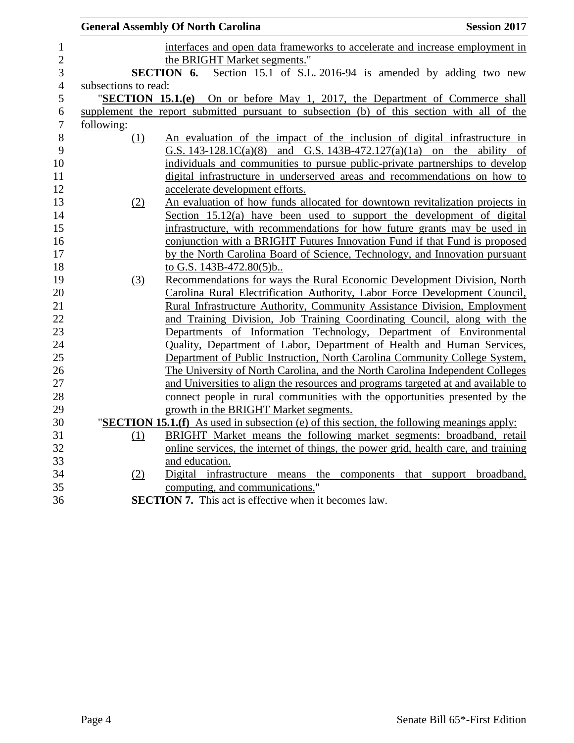interfaces and open data frameworks to accelerate and increase employment in the BRIGHT Market segments."

**SECTION 6.** Section 15.1 of S.L. 2016-94 is amended by adding two new subsections to read:

"**SECTION 15.1.(e)** On or before May 1, 2017, the Department of Commerce shall supplement the report submitted pursuant to subsection (b) of this section with all of the following:

(1) An evaluation of the impact of the inclusion of digital infrastructure in G.S. 143-128.1C(a)(8) and G.S. 143B-472.127(a)(1a) on the ability of individuals and communities to pursue public-private partnerships to develop digital infrastructure in underserved areas and recommendations on how to accelerate development efforts.

(2) An evaluation of how funds allocated for downtown revitalization projects in Section 15.12(a) have been used to support the development of digital infrastructure, with recommendations for how future grants may be used in conjunction with a BRIGHT Futures Innovation Fund if that Fund is proposed by the North Carolina Board of Science, Technology, and Innovation pursuant to G.S. 143B-472.80(5)b..

(3) Recommendations for ways the Rural Economic Development Division, North Carolina Rural Electrification Authority, Labor Force Development Council, Rural Infrastructure Authority, Community Assistance Division, Employment and Training Division, Job Training Coordinating Council, along with the Departments of Information Technology, Department of Environmental Quality, Department of Labor, Department of Health and Human Services, Department of Public Instruction, North Carolina Community College System, The University of North Carolina, and the North Carolina Independent Colleges and Universities to align the resources and programs targeted at and available to connect people in rural communities with the opportunities presented by the growth in the BRIGHT Market segments.

"**SECTION 15.1.(f)** As used in subsection (e) of this section, the following meanings apply:

(1) BRIGHT Market means the following market segments: broadband, retail online services, the internet of things, the power grid, health care, and training and education.

(2) Digital infrastructure means the components that support broadband, computing, and communications."

**SECTION 7.** This act is effective when it becomes law.